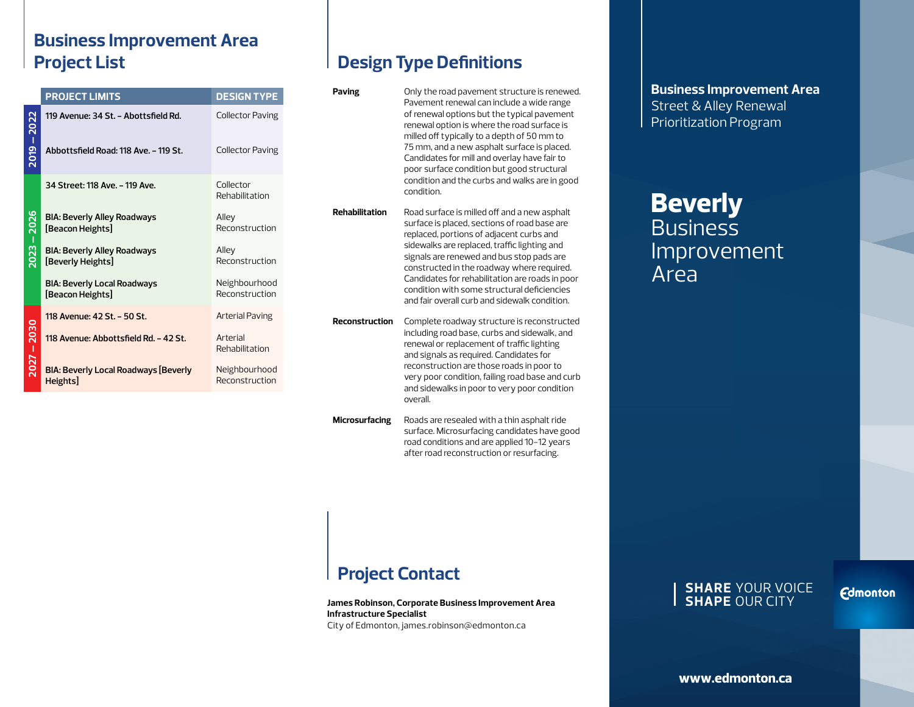## Business Improvement Area Project List

| | PROJECT LIMITS | DESIGN TYPE |
|---|---|---|
| 2019 – 2022 | 119 Avenue: 34 St. – Abottsfield Rd. | Collector Paving |
| | Abbottsfield Road: 118 Ave. – 119 St. | Collector Paving |
| 2023 – 2026 | 34 Street: 118 Ave. – 119 Ave. | Collector Rehabilitation |
| | BIA: Beverly Alley Roadways [Beacon Heights] | Alley Reconstruction |
| | BIA: Beverly Alley Roadways [Beverly Heights] | Alley Reconstruction |
| | BIA: Beverly Local Roadways [Beacon Heights] | Neighbourhood Reconstruction |
| 2027 – 2030 | 118 Avenue: 42 St. – 50 St. | Arterial Paving |
| | 118 Avenue: Abbottsfield Rd. – 42 St. | Arterial Rehabilitation |
| | BIA: Beverly Local Roadways [Beverly Heights] | Neighbourhood Reconstruction |

## Design Type Definitions

**Paving**
Only the road pavement structure is renewed. Pavement renewal can include a wide range of renewal options but the typical pavement renewal option is where the road surface is milled off typically to a depth of 50 mm to 75 mm, and a new asphalt surface is placed. Candidates for mill and overlay have fair to poor surface condition but good structural condition and the curbs and walks are in good condition.

**Rehabilitation**
Road surface is milled off and a new asphalt surface is placed, sections of road base are replaced, portions of adjacent curbs and sidewalks are replaced, traffic lighting and signals are renewed and bus stop pads are constructed in the roadway where required. Candidates for rehabilitation are roads in poor condition with some structural deficiencies and fair overall curb and sidewalk condition.

**Reconstruction**
Complete roadway structure is reconstructed including road base, curbs and sidewalk, and renewal or replacement of traffic lighting and signals as required. Candidates for reconstruction are those roads in poor to very poor condition, failing road base and curb and sidewalks in poor to very poor condition overall.

**Microsurfacing**
Roads are resealed with a thin asphalt ride surface. Microsurfacing candidates have good road conditions and are applied 10-12 years after road reconstruction or resurfacing.

## Project Contact

**James Robinson, Corporate Business Improvement Area Infrastructure Specialist**
City of Edmonton, james.robinson@edmonton.ca

**Business Improvement Area**
Street & Alley Renewal Prioritization Program

# Beverly Business Improvement Area

**SHARE** YOUR VOICE
**SHAPE** OUR CITY

Edmonton

**www.edmonton.ca**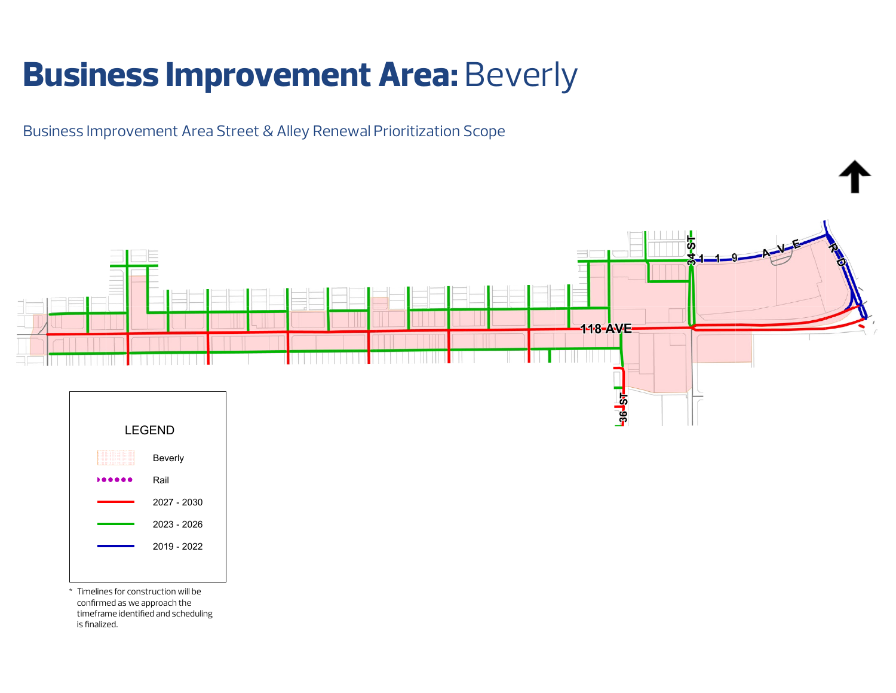# **Business Improvement Area:** Beverly

Business Improvement Area Street & Alley Renewal Prioritization Scope

118 AVE

34 ST

119 AVE

RD

36 ST

LEGEND

Beverly

Rail

2027 - 2030

2023 - 2026

2019 - 2022

* Timelines for construction will be confirmed as we approach the timeframe identified and scheduling is finalized.